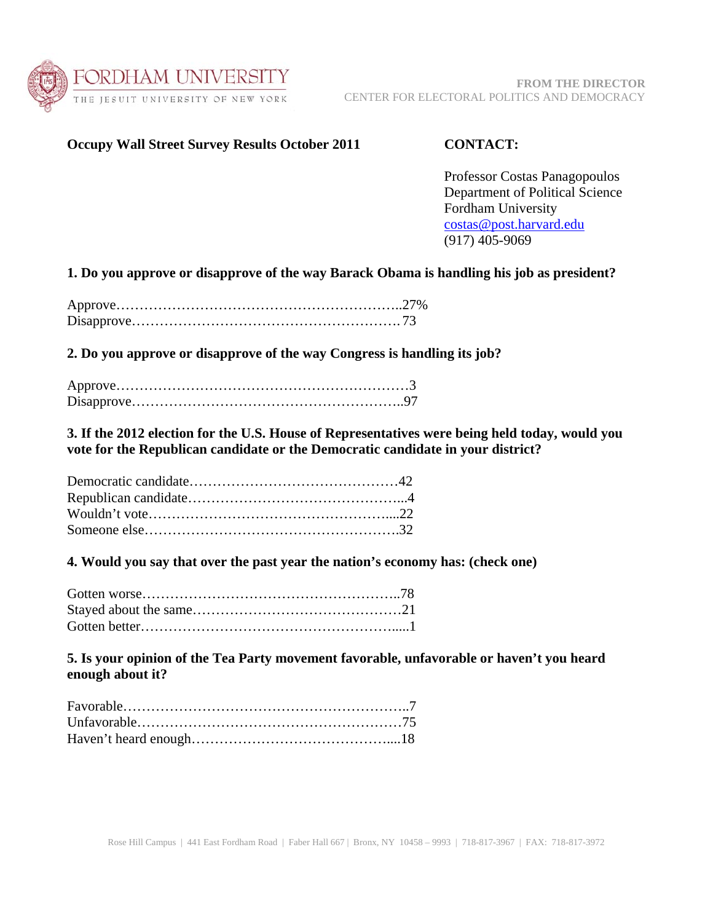FORDHAM UNIVERSITY
THE JESUIT UNIVERSITY OF NEW YORK

**FROM THE DIRECTOR**
CENTER FOR ELECTORAL POLITICS AND DEMOCRACY

**Occupy Wall Street Survey Results October 2011**

**CONTACT:**

Professor Costas Panagopoulos
Department of Political Science
Fordham University
costas@post.harvard.edu
(917) 405-9069

**1. Do you approve or disapprove of the way Barack Obama is handling his job as president?**

Approve……………………………………………………..27%
Disapprove…………………………………………………. 73

**2. Do you approve or disapprove of the way Congress is handling its job?**

Approve………………………………………………………3
Disapprove…………………………………………………..97

**3. If the 2012 election for the U.S. House of Representatives were being held today, would you vote for the Republican candidate or the Democratic candidate in your district?**

Democratic candidate………………………………………42
Republican candidate………………………………………...4
Wouldn't vote……………………………………………....22
Someone else……………………………………………….32

**4. Would you say that over the past year the nation's economy has: (check one)**

Gotten worse………………………………………………..78
Stayed about the same………………………………………21
Gotten better………………………………………………....1

**5. Is your opinion of the Tea Party movement favorable, unfavorable or haven't you heard enough about it?**

Favorable……………………………………………………..7
Unfavorable…………………………………………………75
Haven't heard enough……………………………………....18

Rose Hill Campus | 441 East Fordham Road | Faber Hall 667 | Bronx, NY 10458 – 9993 | 718-817-3967 | FAX: 718-817-3972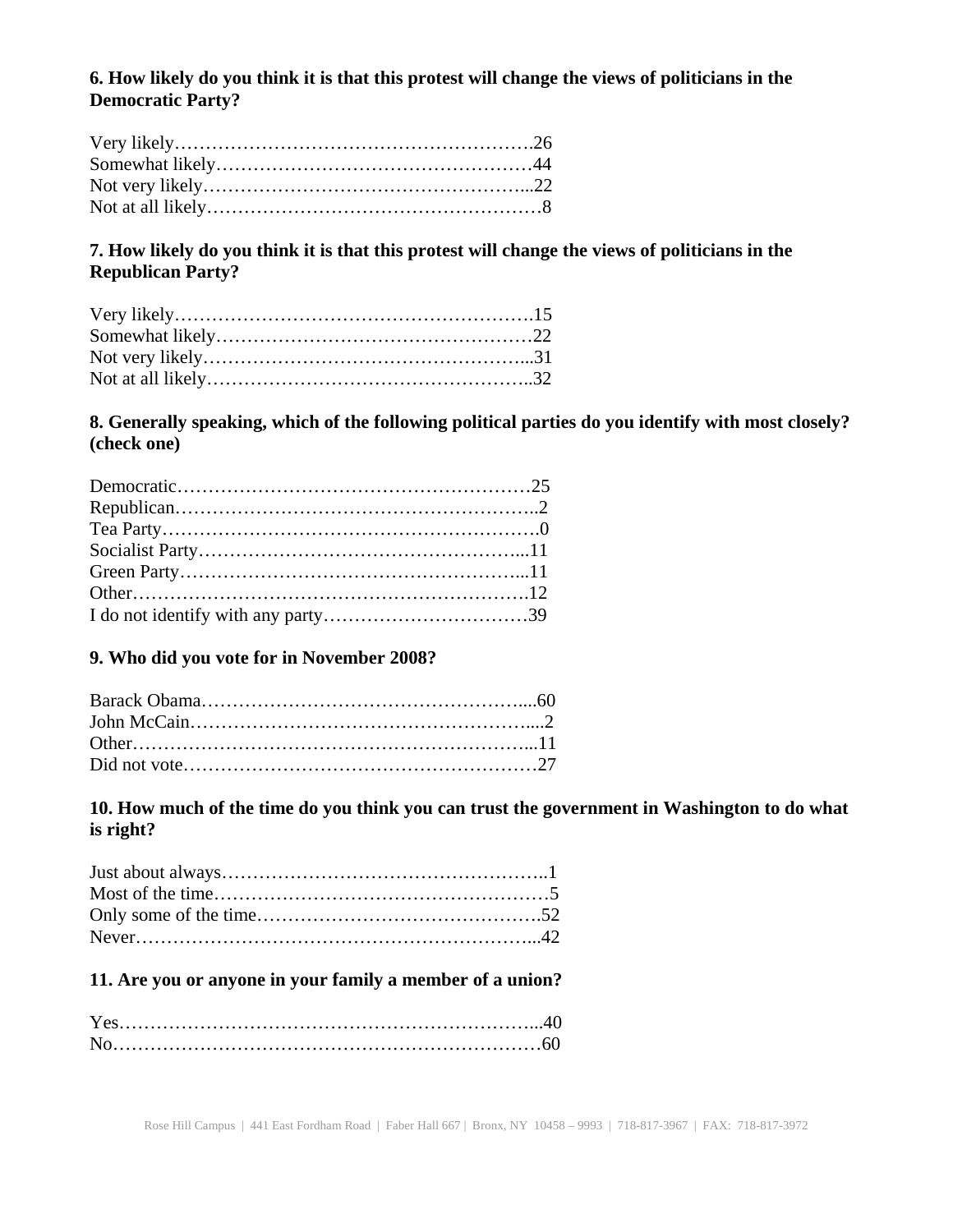**6. How likely do you think it is that this protest will change the views of politicians in the Democratic Party?**

Very likely…………………………………………………….26
Somewhat likely……………………………………………44
Not very likely……………………………………………...22
Not at all likely………………………………………………8

**7. How likely do you think it is that this protest will change the views of politicians in the Republican Party?**

Very likely…………………………………………………….15
Somewhat likely……………………………………………22
Not very likely……………………………………………...31
Not at all likely……………………………………………..32

**8. Generally speaking, which of the following political parties do you identify with most closely? (check one)**

Democratic…………………………………………………25
Republican…………………………………………………..2
Tea Party…………………………………………………….0
Socialist Party……………………………………………...11
Green Party………………………………………………...11
Other……………………………………………………….12
I do not identify with any party……………………………39

**9. Who did you vote for in November 2008?**

Barack Obama……………………………………………....60
John McCain………………………………………………....2
Other…………………………………………………………...11
Did not vote…………………………………………………27

**10. How much of the time do you think you can trust the government in Washington to do what is right?**

Just about always……………………………………………..1
Most of the time………………………………………………5
Only some of the time……………………………………….52
Never………………………………………………………...42

**11. Are you or anyone in your family a member of a union?**

Yes…………………………………………………………...40
No……………………………………………………………60

Rose Hill Campus | 441 East Fordham Road | Faber Hall 667 | Bronx, NY 10458 – 9993 | 718-817-3967 | FAX: 718-817-3972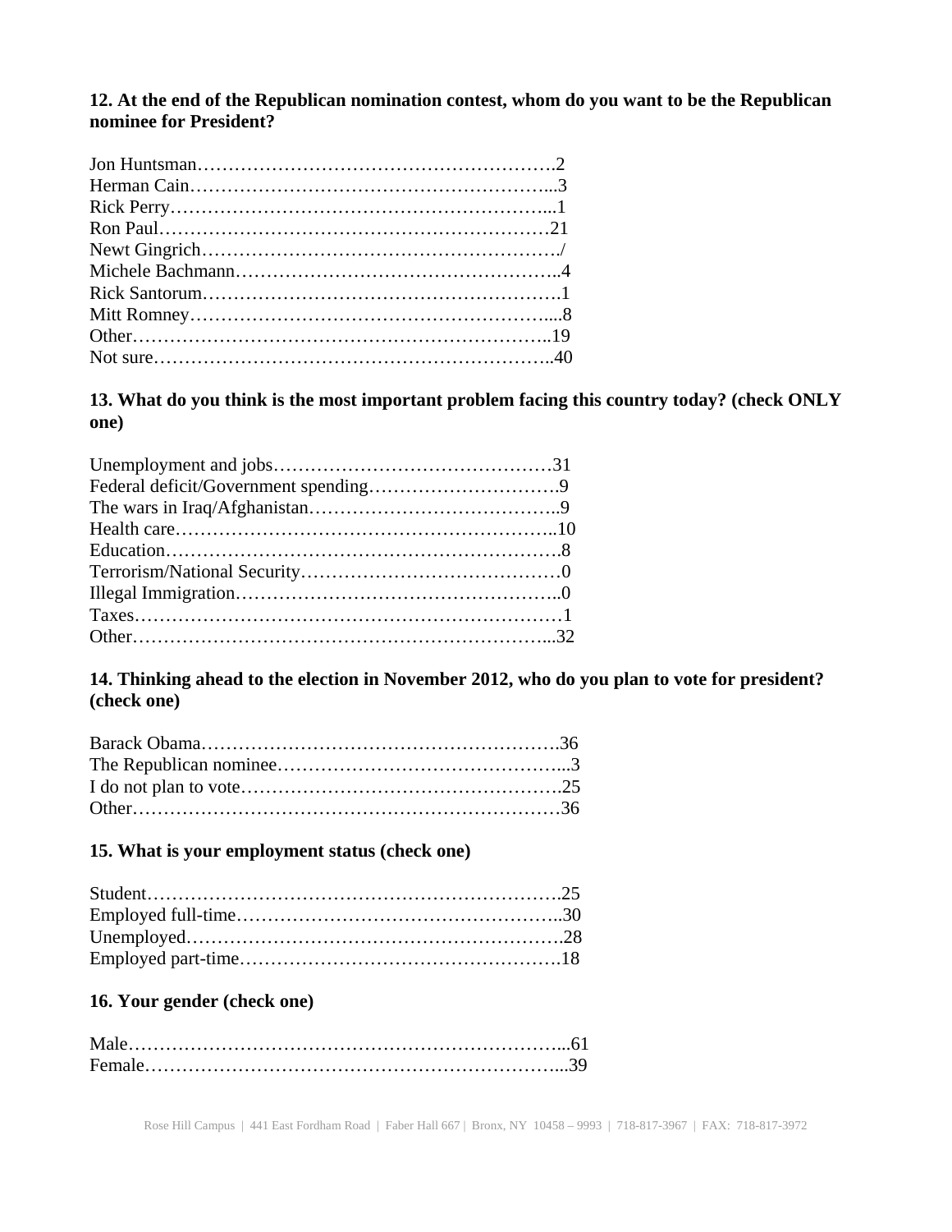**12. At the end of the Republican nomination contest, whom do you want to be the Republican nominee for President?**

Jon Huntsman……………………………………………….2
Herman Cain………………………………………………...3
Rick Perry…………………………………………………...1
Ron Paul…………………………………………………….21
Newt Gingrich………………………………………………/
Michele Bachmann…………………………………………..4
Rick Santorum……………………………………………….1
Mitt Romney………………………………………………....8
Other………………………………………………………..19
Not sure……………………………………………………..40

**13. What do you think is the most important problem facing this country today? (check ONLY one)**

Unemployment and jobs…………………………………….31
Federal deficit/Government spending……………………….9
The wars in Iraq/Afghanistan………………………………..9
Health care…………………………………………………..10
Education…………………………………………………….8
Terrorism/National Security…………………………………0
Illegal Immigration…………………………………………..0
Taxes…………………………………………………………1
Other………………………………………………………...32

**14. Thinking ahead to the election in November 2012, who do you plan to vote for president? (check one)**

Barack Obama……………………………………………….36
The Republican nominee……………………………………...3
I do not plan to vote………………………………………….25
Other…………………………………………………………36

**15. What is your employment status (check one)**

Student……………………………………………………….25
Employed full-time…………………………………………..30
Unemployed………………………………………………….28
Employed part-time………………………………………….18

**16. Your gender (check one)**

Male…………………………………………………………...61
Female………………………………………………………...39

Rose Hill Campus | 441 East Fordham Road | Faber Hall 667 | Bronx, NY 10458 – 9993 | 718-817-3967 | FAX: 718-817-3972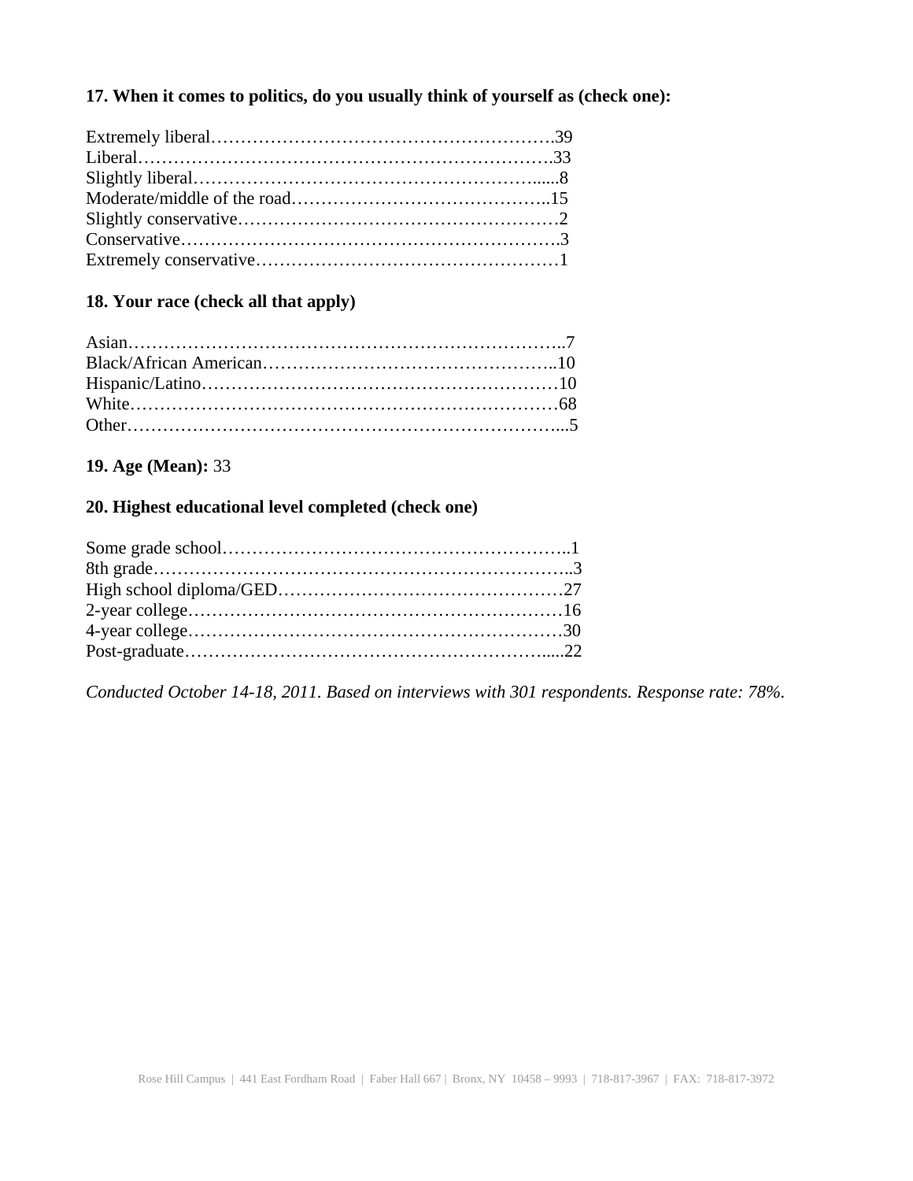**17. When it comes to politics, do you usually think of yourself as (check one):**

Extremely liberal……………………………………………….39
Liberal…………………………………………………………….33
Slightly liberal………………………………………………......8
Moderate/middle of the road…………………………………..15
Slightly conservative…………………………………………….2
Conservative…………………………………………………….3
Extremely conservative…………………………………………1

**18. Your race (check all that apply)**

Asian……………………………………………………………..7
Black/African American…………………………………………..10
Hispanic/Latino……………………………………………………10
White………………………………………………………………68
Other……………………………………………………………....5

**19. Age (Mean):** 33

**20. Highest educational level completed (check one)**

Some grade school………………………………………………..1
8th grade…………………………………………………………..3
High school diploma/GED………………………………………27
2-year college……………………………………………………16
4-year college……………………………………………………30
Post-graduate………………………………………………….....22

*Conducted October 14-18, 2011. Based on interviews with 301 respondents. Response rate: 78%.*